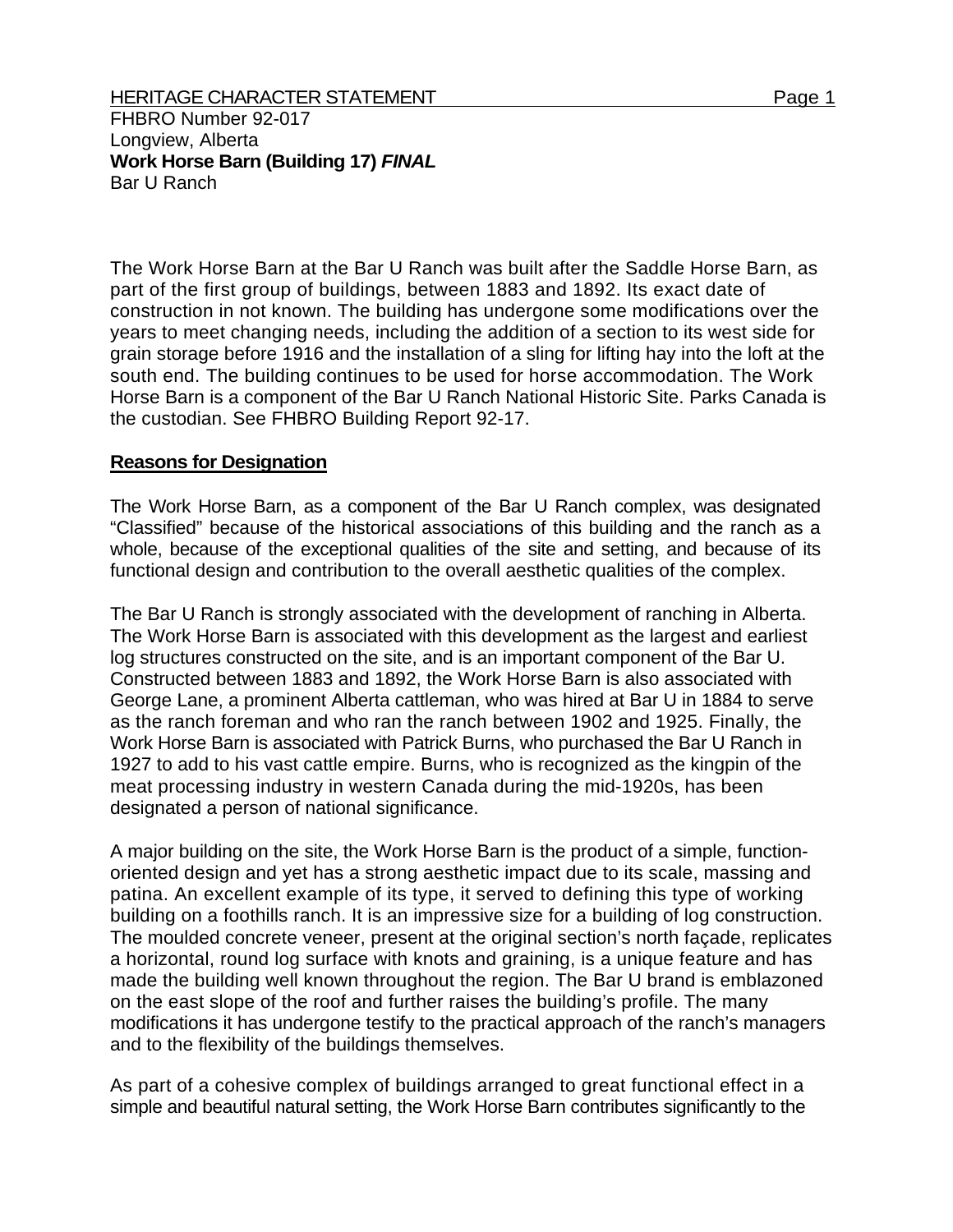FHBRO Number 92-017
Longview, Alberta
**Work Horse Barn (Building 17)** ***FINAL***
Bar U Ranch

The Work Horse Barn at the Bar U Ranch was built after the Saddle Horse Barn, as part of the first group of buildings, between 1883 and 1892. Its exact date of construction in not known. The building has undergone some modifications over the years to meet changing needs, including the addition of a section to its west side for grain storage before 1916 and the installation of a sling for lifting hay into the loft at the south end. The building continues to be used for horse accommodation. The Work Horse Barn is a component of the Bar U Ranch National Historic Site. Parks Canada is the custodian. See FHBRO Building Report 92-17.

**Reasons for Designation**

The Work Horse Barn, as a component of the Bar U Ranch complex, was designated “Classified” because of the historical associations of this building and the ranch as a whole, because of the exceptional qualities of the site and setting, and because of its functional design and contribution to the overall aesthetic qualities of the complex.

The Bar U Ranch is strongly associated with the development of ranching in Alberta. The Work Horse Barn is associated with this development as the largest and earliest log structures constructed on the site, and is an important component of the Bar U. Constructed between 1883 and 1892, the Work Horse Barn is also associated with George Lane, a prominent Alberta cattleman, who was hired at Bar U in 1884 to serve as the ranch foreman and who ran the ranch between 1902 and 1925. Finally, the Work Horse Barn is associated with Patrick Burns, who purchased the Bar U Ranch in 1927 to add to his vast cattle empire. Burns, who is recognized as the kingpin of the meat processing industry in western Canada during the mid-1920s, has been designated a person of national significance.

A major building on the site, the Work Horse Barn is the product of a simple, function-oriented design and yet has a strong aesthetic impact due to its scale, massing and patina. An excellent example of its type, it served to defining this type of working building on a foothills ranch. It is an impressive size for a building of log construction. The moulded concrete veneer, present at the original section’s north façade, replicates a horizontal, round log surface with knots and graining, is a unique feature and has made the building well known throughout the region. The Bar U brand is emblazoned on the east slope of the roof and further raises the building’s profile. The many modifications it has undergone testify to the practical approach of the ranch’s managers and to the flexibility of the buildings themselves.

As part of a cohesive complex of buildings arranged to great functional effect in a simple and beautiful natural setting, the Work Horse Barn contributes significantly to the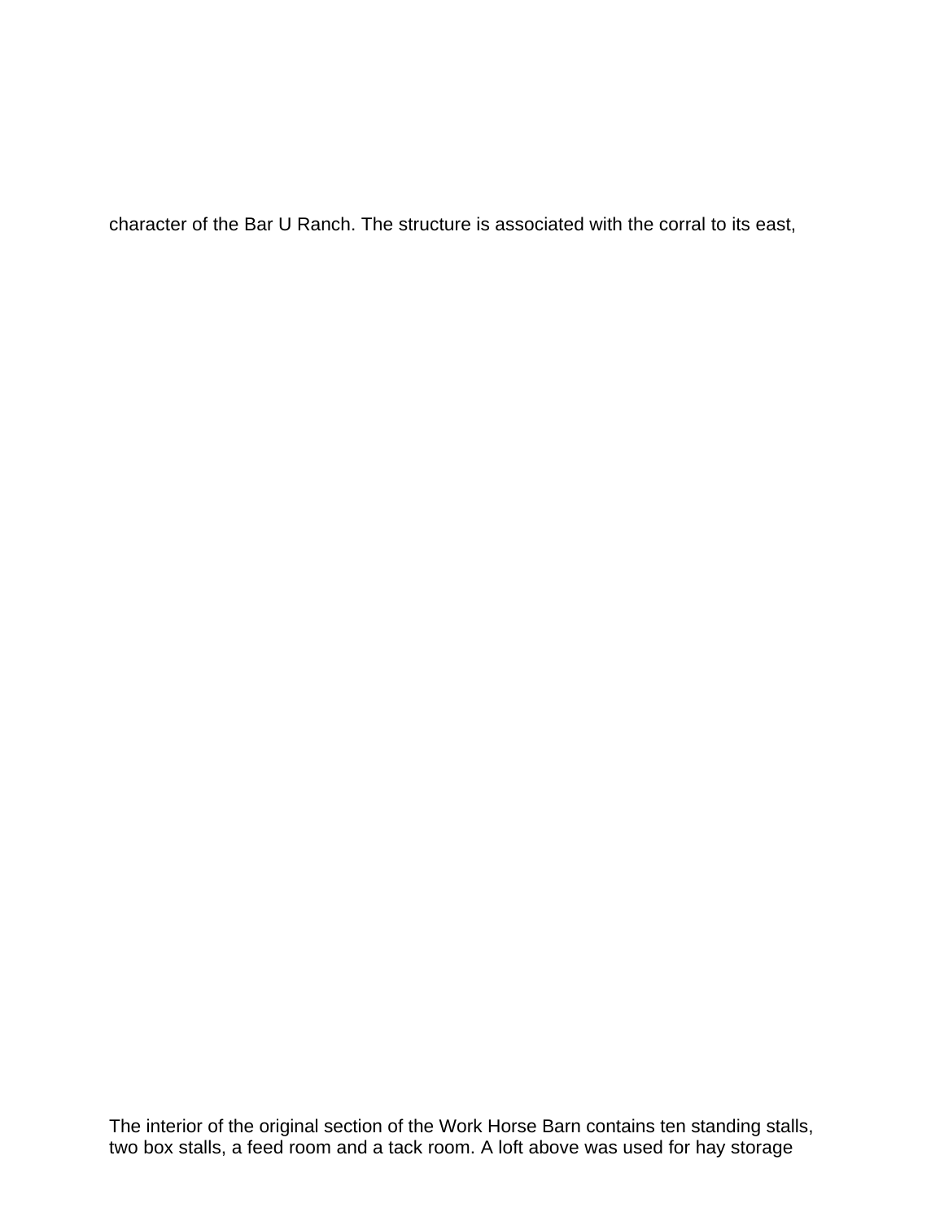character of the Bar U Ranch. The structure is associated with the corral to its east,

The interior of the original section of the Work Horse Barn contains ten standing stalls, two box stalls, a feed room and a tack room. A loft above was used for hay storage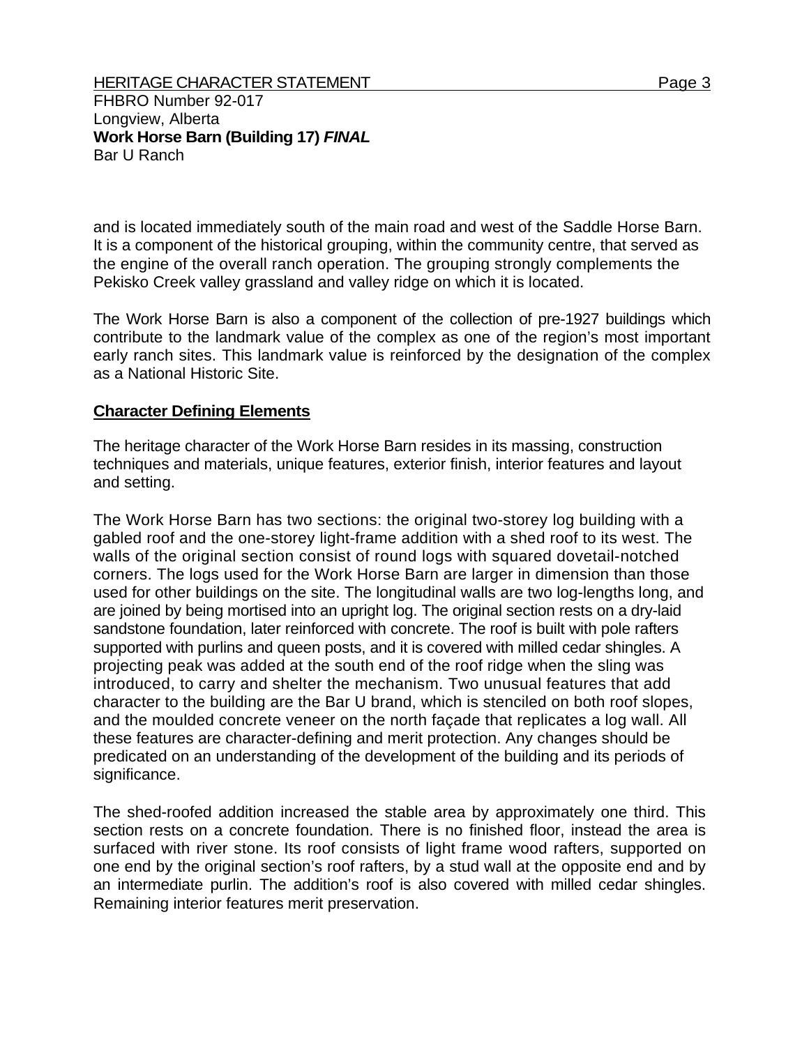and is located immediately south of the main road and west of the Saddle Horse Barn. It is a component of the historical grouping, within the community centre, that served as the engine of the overall ranch operation. The grouping strongly complements the Pekisko Creek valley grassland and valley ridge on which it is located.

The Work Horse Barn is also a component of the collection of pre-1927 buildings which contribute to the landmark value of the complex as one of the region's most important early ranch sites. This landmark value is reinforced by the designation of the complex as a National Historic Site.

## Character Defining Elements

The heritage character of the Work Horse Barn resides in its massing, construction techniques and materials, unique features, exterior finish, interior features and layout and setting.

The Work Horse Barn has two sections: the original two-storey log building with a gabled roof and the one-storey light-frame addition with a shed roof to its west. The walls of the original section consist of round logs with squared dovetail-notched corners. The logs used for the Work Horse Barn are larger in dimension than those used for other buildings on the site. The longitudinal walls are two log-lengths long, and are joined by being mortised into an upright log. The original section rests on a dry-laid sandstone foundation, later reinforced with concrete. The roof is built with pole rafters supported with purlins and queen posts, and it is covered with milled cedar shingles. A projecting peak was added at the south end of the roof ridge when the sling was introduced, to carry and shelter the mechanism. Two unusual features that add character to the building are the Bar U brand, which is stenciled on both roof slopes, and the moulded concrete veneer on the north façade that replicates a log wall. All these features are character-defining and merit protection. Any changes should be predicated on an understanding of the development of the building and its periods of significance.

The shed-roofed addition increased the stable area by approximately one third. This section rests on a concrete foundation. There is no finished floor, instead the area is surfaced with river stone. Its roof consists of light frame wood rafters, supported on one end by the original section's roof rafters, by a stud wall at the opposite end and by an intermediate purlin. The addition's roof is also covered with milled cedar shingles. Remaining interior features merit preservation.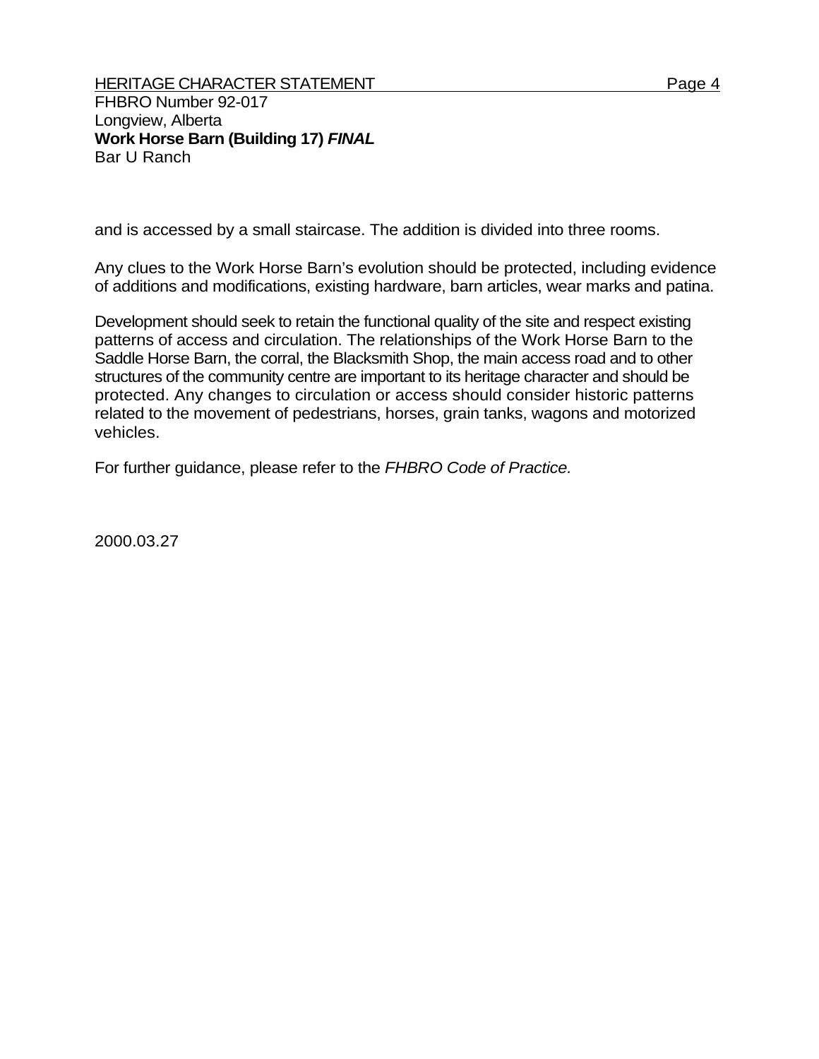and is accessed by a small staircase. The addition is divided into three rooms.

Any clues to the Work Horse Barn's evolution should be protected, including evidence of additions and modifications, existing hardware, barn articles, wear marks and patina.

Development should seek to retain the functional quality of the site and respect existing patterns of access and circulation. The relationships of the Work Horse Barn to the Saddle Horse Barn, the corral, the Blacksmith Shop, the main access road and to other structures of the community centre are important to its heritage character and should be protected. Any changes to circulation or access should consider historic patterns related to the movement of pedestrians, horses, grain tanks, wagons and motorized vehicles.

For further guidance, please refer to the *FHBRO Code of Practice.*

2000.03.27